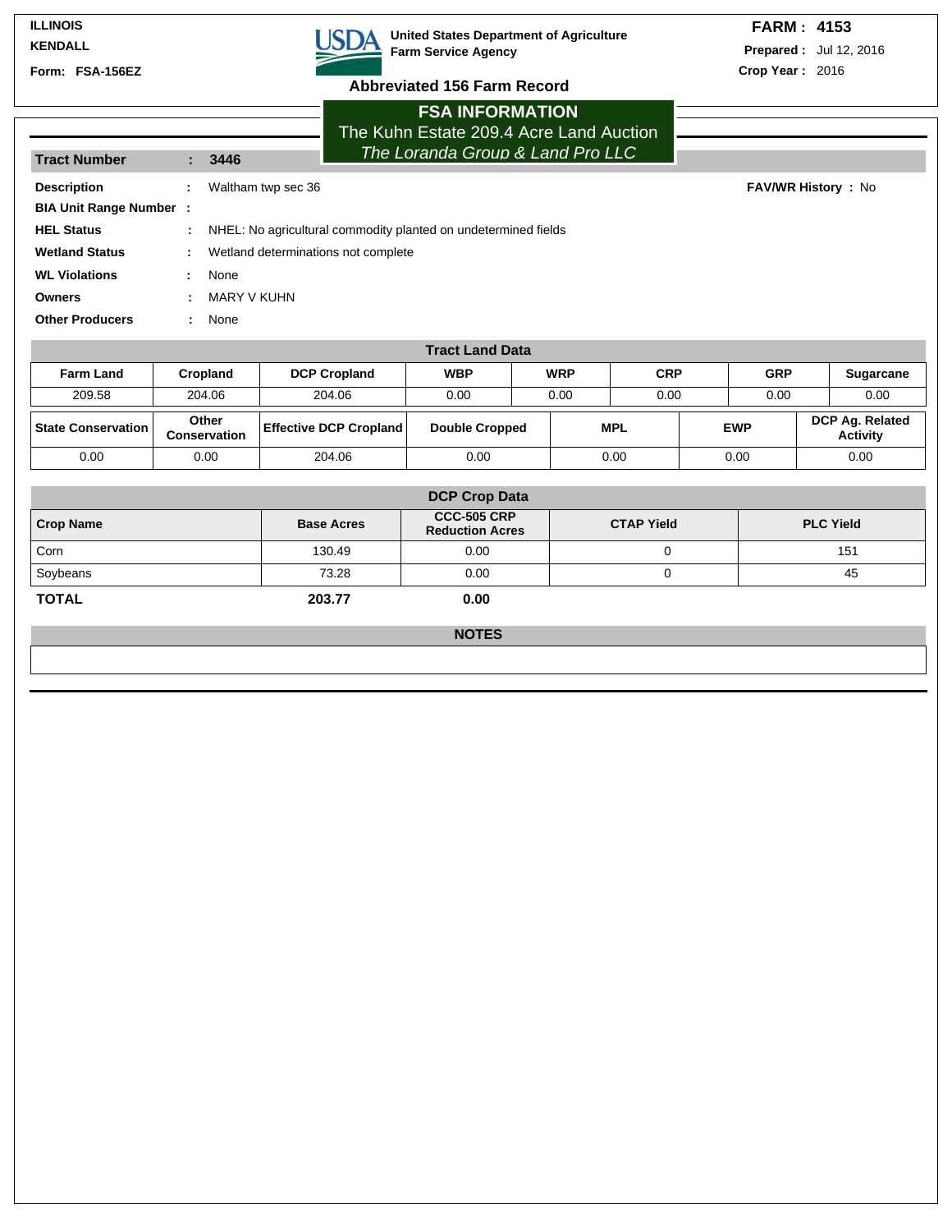ILLINOIS
KENDALL

Form: FSA-156EZ

**United States Department of Agriculture**
**Farm Service Agency**

## Abbreviated 156 Farm Record

**FARM : 4153**
**Prepared :** Jul 12, 2016
**Crop Year :** 2016

### FSA INFORMATION

The Kuhn Estate 209.4 Acre Land Auction

*The Loranda Group & Land Pro LLC*

**Tract Number : 3446**

**Description** : Waltham twp sec 36

**FAV/WR History** : No

**BIA Unit Range Number** :

**HEL Status** : NHEL: No agricultural commodity planted on undetermined fields

**Wetland Status** : Wetland determinations not complete

**WL Violations** : None

**Owners** : MARY V KUHN

**Other Producers** : None

### Tract Land Data

| Farm Land | Cropland | DCP Cropland | WBP | WRP | CRP | GRP | Sugarcane |
|---|---|---|---|---|---|---|---|
| 209.58 | 204.06 | 204.06 | 0.00 | 0.00 | 0.00 | 0.00 | 0.00 |

| State Conservation | Other Conservation | Effective DCP Cropland | Double Cropped | MPL | EWP | DCP Ag. Related Activity |
|---|---|---|---|---|---|---|
| 0.00 | 0.00 | 204.06 | 0.00 | 0.00 | 0.00 | 0.00 |

### DCP Crop Data

| Crop Name | Base Acres | CCC-505 CRP Reduction Acres | CTAP Yield | PLC Yield |
|---|---|---|---|---|
| Corn | 130.49 | 0.00 | 0 | 151 |
| Soybeans | 73.28 | 0.00 | 0 | 45 |
| **TOTAL** | **203.77** | **0.00** | | |

### NOTES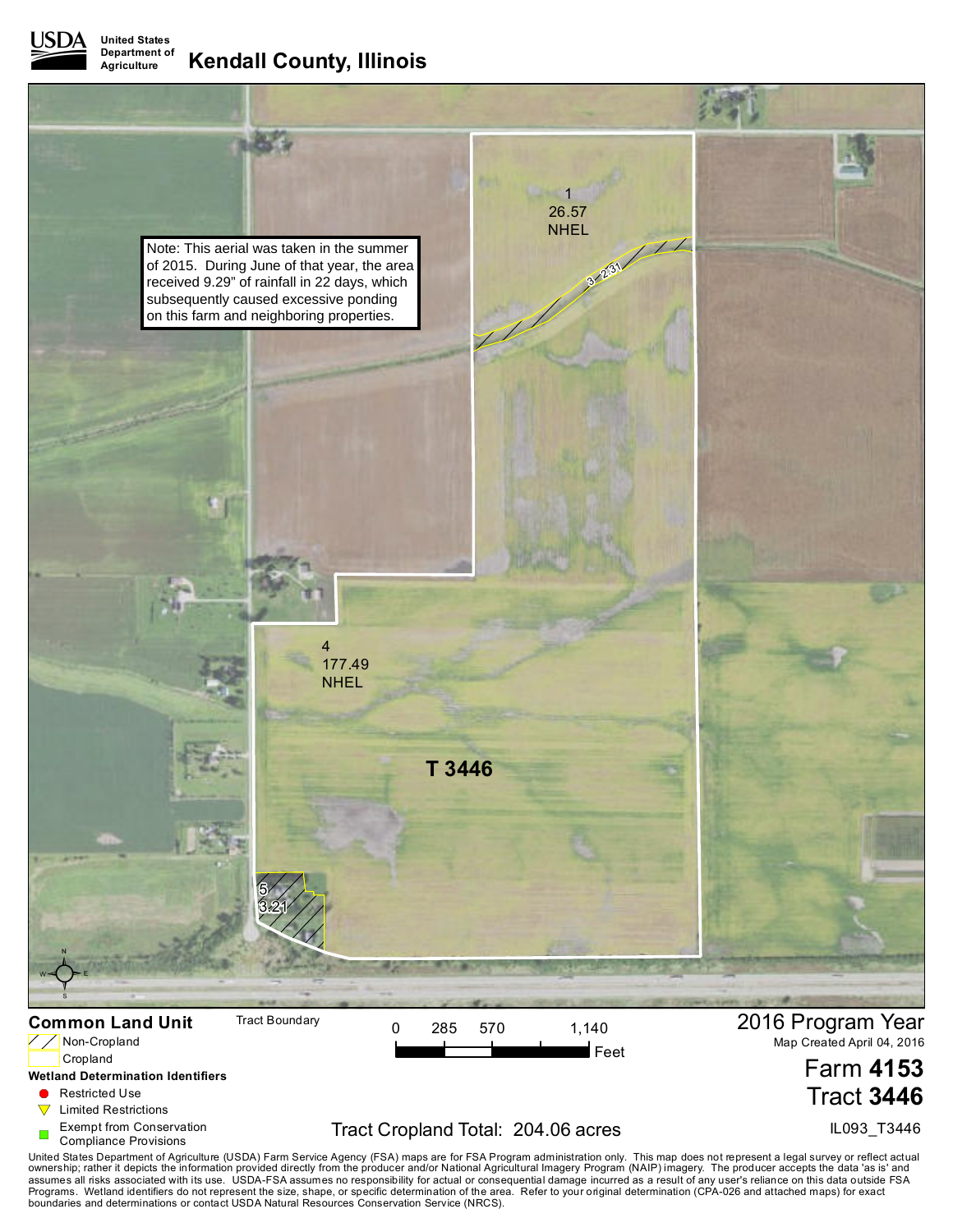USDA United States Department of Agriculture

# Kendall County, Illinois

Note: This aerial was taken in the summer of 2015. During June of that year, the area received 9.29" of rainfall in 22 days, which subsequently caused excessive ponding on this farm and neighboring properties.

1
26.57
NHEL

3 2.31

4
177.49
NHEL

T 3446

5
3.21

## Common Land Unit

Non-Cropland

Cropland

Tract Boundary

### Wetland Determination Identifiers

Restricted Use

Limited Restrictions

Exempt from Conservation Compliance Provisions

0 285 570 1,140 Feet

Tract Cropland Total: 204.06 acres

2016 Program Year

Map Created April 04, 2016

Farm **4153**

Tract **3446**

IL093_T3446

United States Department of Agriculture (USDA) Farm Service Agency (FSA) maps are for FSA Program administration only. This map does not represent a legal survey or reflect actual ownership; rather it depicts the information provided directly from the producer and/or National Agricultural Imagery Program (NAIP) imagery. The producer accepts the data 'as is' and assumes all risks associated with its use. USDA-FSA assumes no responsibility for actual or consequential damage incurred as a result of any user's reliance on this data outside FSA Programs. Wetland identifiers do not represent the size, shape, or specific determination of the area. Refer to your original determination (CPA-026 and attached maps) for exact boundaries and determinations or contact USDA Natural Resources Conservation Service (NRCS).